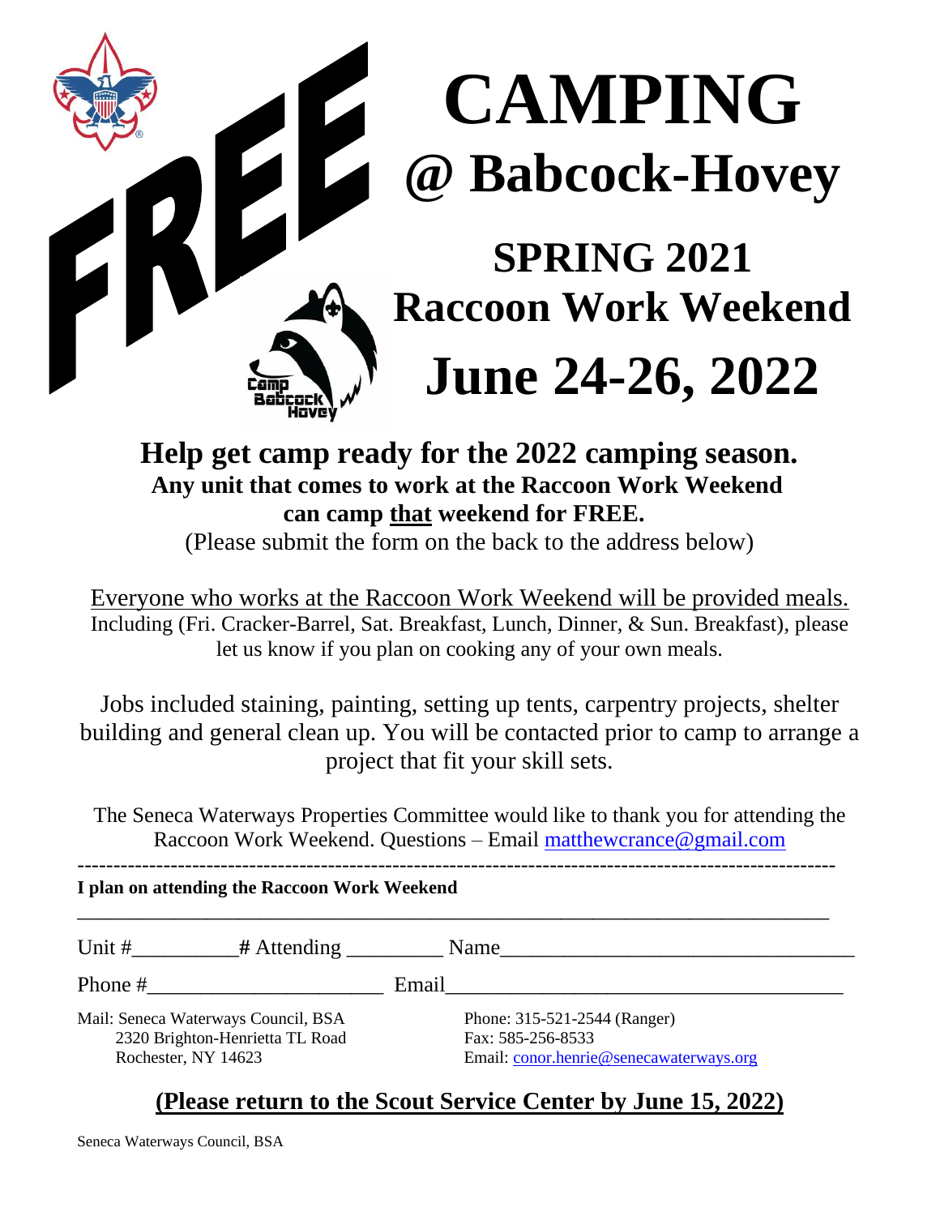# FREE CAMPING @ Babcock-Hovey

## SPRING 2021

## Raccoon Work Weekend

# June 24-26, 2022

**Help get camp ready for the 2022 camping season.**

**Any unit that comes to work at the Raccoon Work Weekend can camp that weekend for FREE.**

(Please submit the form on the back to the address below)

Everyone who works at the Raccoon Work Weekend will be provided meals. Including (Fri. Cracker-Barrel, Sat. Breakfast, Lunch, Dinner, & Sun. Breakfast), please let us know if you plan on cooking any of your own meals.

Jobs included staining, painting, setting up tents, carpentry projects, shelter building and general clean up. You will be contacted prior to camp to arrange a project that fit your skill sets.

The Seneca Waterways Properties Committee would like to thank you for attending the Raccoon Work Weekend. Questions – Email matthewcrance@gmail.com

---

**I plan on attending the Raccoon Work Weekend**

___________________________________________________________________________

Unit #__________ **#** Attending _________ Name_________________________________

Phone #______________________ Email_____________________________________

Mail: Seneca Waterways Council, BSA
2320 Brighton-Henrietta TL Road
Rochester, NY 14623

Phone: 315-521-2544 (Ranger)
Fax: 585-256-8533
Email: conor.henrie@senecawaterways.org

**(Please return to the Scout Service Center by June 15, 2022)**

Seneca Waterways Council, BSA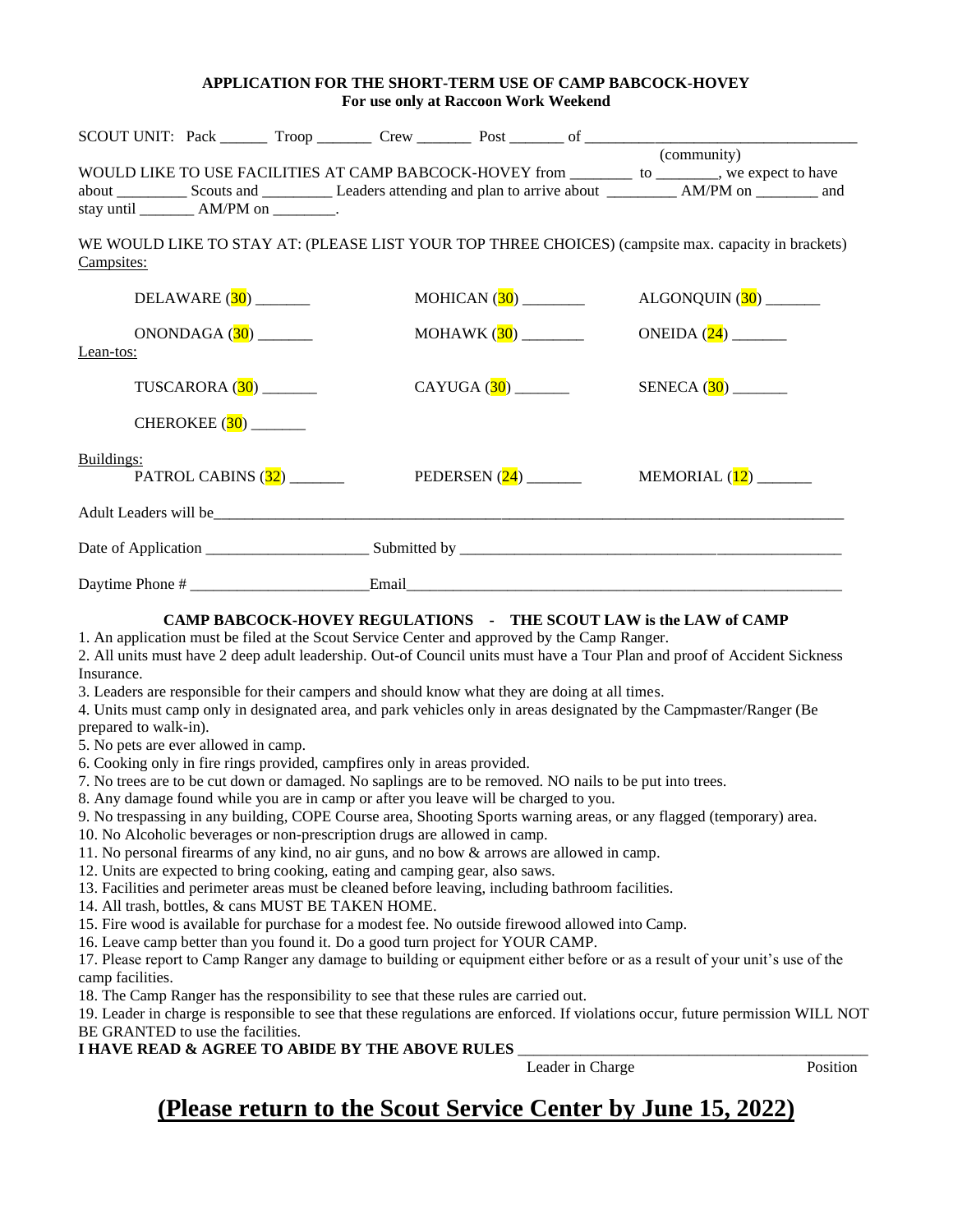**APPLICATION FOR THE SHORT-TERM USE OF CAMP BABCOCK-HOVEY**
**For use only at Raccoon Work Weekend**

SCOUT UNIT: Pack ______ Troop _______ Crew _______ Post _______ of ___________________________________
(community)

WOULD LIKE TO USE FACILITIES AT CAMP BABCOCK-HOVEY from ________ to ________, we expect to have about _________ Scouts and _________ Leaders attending and plan to arrive about _________ AM/PM on ________ and stay until _______ AM/PM on ________.

WE WOULD LIKE TO STAY AT: (PLEASE LIST YOUR TOP THREE CHOICES) (campsite max. capacity in brackets)

Campsites:

DELAWARE (30) _______ MOHICAN (30) ________ ALGONQUIN (30) _______

ONONDAGA (30) _______ MOHAWK (30) ________ ONEIDA (24) _______

Lean-tos:

TUSCARORA (30) _______ CAYUGA (30) _______ SENECA (30) _______

CHEROKEE (30) _______

Buildings:

PATROL CABINS (32) _______ PEDERSEN (24) _______ MEMORIAL (12) _______

Adult Leaders will be______________________________________________________________________________

Date of Application _____________________ Submitted by _________________________________________________

Daytime Phone # _______________________Email____________________________________________________________

**CAMP BABCOCK-HOVEY REGULATIONS - THE SCOUT LAW is the LAW of CAMP**

1. An application must be filed at the Scout Service Center and approved by the Camp Ranger.
2. All units must have 2 deep adult leadership. Out-of Council units must have a Tour Plan and proof of Accident Sickness Insurance.
3. Leaders are responsible for their campers and should know what they are doing at all times.
4. Units must camp only in designated area, and park vehicles only in areas designated by the Campmaster/Ranger (Be prepared to walk-in).
5. No pets are ever allowed in camp.
6. Cooking only in fire rings provided, campfires only in areas provided.
7. No trees are to be cut down or damaged. No saplings are to be removed. NO nails to be put into trees.
8. Any damage found while you are in camp or after you leave will be charged to you.
9. No trespassing in any building, COPE Course area, Shooting Sports warning areas, or any flagged (temporary) area.
10. No Alcoholic beverages or non-prescription drugs are allowed in camp.
11. No personal firearms of any kind, no air guns, and no bow & arrows are allowed in camp.
12. Units are expected to bring cooking, eating and camping gear, also saws.
13. Facilities and perimeter areas must be cleaned before leaving, including bathroom facilities.
14. All trash, bottles, & cans MUST BE TAKEN HOME.
15. Fire wood is available for purchase for a modest fee. No outside firewood allowed into Camp.
16. Leave camp better than you found it. Do a good turn project for YOUR CAMP.
17. Please report to Camp Ranger any damage to building or equipment either before or as a result of your unit's use of the camp facilities.
18. The Camp Ranger has the responsibility to see that these rules are carried out.
19. Leader in charge is responsible to see that these regulations are enforced. If violations occur, future permission WILL NOT BE GRANTED to use the facilities.

**I HAVE READ & AGREE TO ABIDE BY THE ABOVE RULES** ______________________________________________
Leader in Charge Position

## **(Please return to the Scout Service Center by June 15, 2022)**